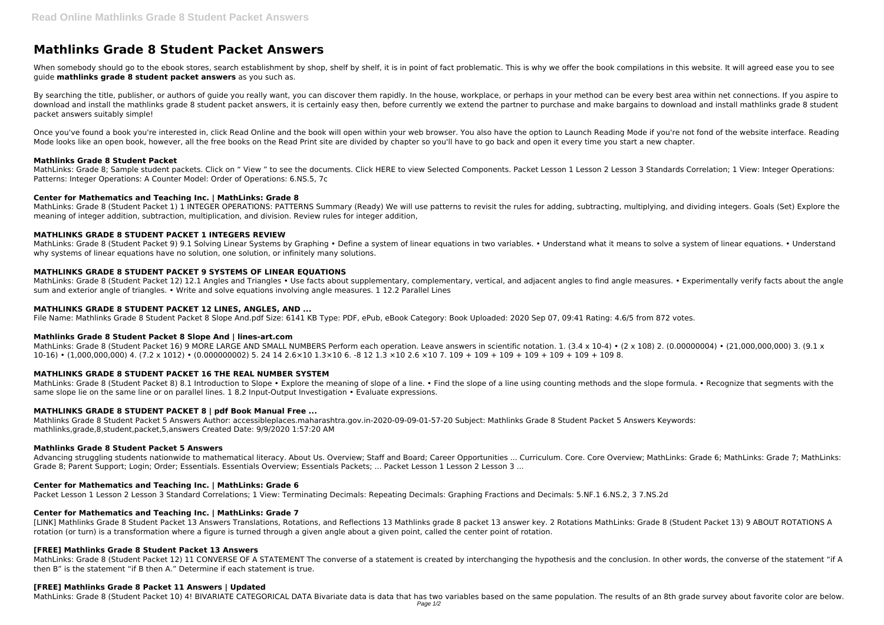# Mathlinks Grade 8 Student Packet Answers

When somebody should go to the ebook stores, search establishment by shop, shelf by shelf, it is in point of fact problematic. This is why we offer the book compilations in this website. It will agreed ease you to see guide **mathlinks grade 8 student packet answers** as you such as.

By searching the title, publisher, or authors of guide you really want, you can discover them rapidly. In the house, workplace, or perhaps in your method can be every best area within net connections. If you aspire to download and install the mathlinks grade 8 student packet answers, it is certainly easy then, before currently we extend the partner to purchase and make bargains to download and install mathlinks grade 8 student packet answers suitably simple!

Once you've found a book you're interested in, click Read Online and the book will open within your web browser. You also have the option to Launch Reading Mode if you're not fond of the website interface. Reading Mode looks like an open book, however, all the free books on the Read Print site are divided by chapter so you'll have to go back and open it every time you start a new chapter.

### Mathlinks Grade 8 Student Packet

MathLinks: Grade 8; Sample student packets. Click on " View " to see the documents. Click HERE to view Selected Components. Packet Lesson 1 Lesson 2 Lesson 3 Standards Correlation; 1 View: Integer Operations: Patterns: Integer Operations: A Counter Model: Order of Operations: 6.NS.5, 7c

### Center for Mathematics and Teaching Inc. | MathLinks: Grade 8

MathLinks: Grade 8 (Student Packet 1) 1 INTEGER OPERATIONS: PATTERNS Summary (Ready) We will use patterns to revisit the rules for adding, subtracting, multiplying, and dividing integers. Goals (Set) Explore the meaning of integer addition, subtraction, multiplication, and division. Review rules for integer addition,

### MATHLINKS GRADE 8 STUDENT PACKET 1 INTEGERS REVIEW

MathLinks: Grade 8 (Student Packet 9) 9.1 Solving Linear Systems by Graphing • Define a system of linear equations in two variables. • Understand what it means to solve a system of linear equations. • Understand why systems of linear equations have no solution, one solution, or infinitely many solutions.

### MATHLINKS GRADE 8 STUDENT PACKET 9 SYSTEMS OF LINEAR EQUATIONS

MathLinks: Grade 8 (Student Packet 12) 12.1 Angles and Triangles • Use facts about supplementary, complementary, vertical, and adjacent angles to find angle measures. • Experimentally verify facts about the angle sum and exterior angle of triangles. • Write and solve equations involving angle measures. 1 12.2 Parallel Lines

### MATHLINKS GRADE 8 STUDENT PACKET 12 LINES, ANGLES, AND ...

File Name: Mathlinks Grade 8 Student Packet 8 Slope And.pdf Size: 6141 KB Type: PDF, ePub, eBook Category: Book Uploaded: 2020 Sep 07, 09:41 Rating: 4.6/5 from 872 votes.

### Mathlinks Grade 8 Student Packet 8 Slope And | lines-art.com

MathLinks: Grade 8 (Student Packet 16) 9 MORE LARGE AND SMALL NUMBERS Perform each operation. Leave answers in scientific notation. 1. (3.4 x 10-4) • (2 x 108) 2. (0.00000004) • (21,000,000,000) 3. (9.1 x 10-16) • (1,000,000,000) 4. (7.2 x 1012) • (0.000000002) 5. 24 14 2.6×10 1.3×10 6. -8 12 1.3 ×10 2.6 ×10 7. 109 + 109 + 109 + 109 + 109 + 109 8.

### MATHLINKS GRADE 8 STUDENT PACKET 16 THE REAL NUMBER SYSTEM

MathLinks: Grade 8 (Student Packet 8) 8.1 Introduction to Slope • Explore the meaning of slope of a line. • Find the slope of a line using counting methods and the slope formula. • Recognize that segments with the same slope lie on the same line or on parallel lines. 1 8.2 Input-Output Investigation • Evaluate expressions.

### MATHLINKS GRADE 8 STUDENT PACKET 8 | pdf Book Manual Free ...

Mathlinks Grade 8 Student Packet 5 Answers Author: accessibleplaces.maharashtra.gov.in-2020-09-09-01-57-20 Subject: Mathlinks Grade 8 Student Packet 5 Answers Keywords: mathlinks,grade,8,student,packet,5,answers Created Date: 9/9/2020 1:57:20 AM

### Mathlinks Grade 8 Student Packet 5 Answers

Advancing struggling students nationwide to mathematical literacy. About Us. Overview; Staff and Board; Career Opportunities ... Curriculum. Core. Core Overview; MathLinks: Grade 6; MathLinks: Grade 7; MathLinks: Grade 8; Parent Support; Login; Order; Essentials. Essentials Overview; Essentials Packets; ... Packet Lesson 1 Lesson 2 Lesson 3 ...

### Center for Mathematics and Teaching Inc. | MathLinks: Grade 6

Packet Lesson 1 Lesson 2 Lesson 3 Standard Correlations; 1 View: Terminating Decimals: Repeating Decimals: Graphing Fractions and Decimals: 5.NF.1 6.NS.2, 3 7.NS.2d

### Center for Mathematics and Teaching Inc. | MathLinks: Grade 7

[LINK] Mathlinks Grade 8 Student Packet 13 Answers Translations, Rotations, and Reflections 13 Mathlinks grade 8 packet 13 answer key. 2 Rotations MathLinks: Grade 8 (Student Packet 13) 9 ABOUT ROTATIONS A rotation (or turn) is a transformation where a figure is turned through a given angle about a given point, called the center point of rotation.

### [FREE] Mathlinks Grade 8 Student Packet 13 Answers

MathLinks: Grade 8 (Student Packet 12) 11 CONVERSE OF A STATEMENT The converse of a statement is created by interchanging the hypothesis and the conclusion. In other words, the converse of the statement "if A then B" is the statement "if B then A." Determine if each statement is true.

### [FREE] Mathlinks Grade 8 Packet 11 Answers | Updated

MathLinks: Grade 8 (Student Packet 10) 4! BIVARIATE CATEGORICAL DATA Bivariate data is data that has two variables based on the same population. The results of an 8th grade survey about favorite color are below.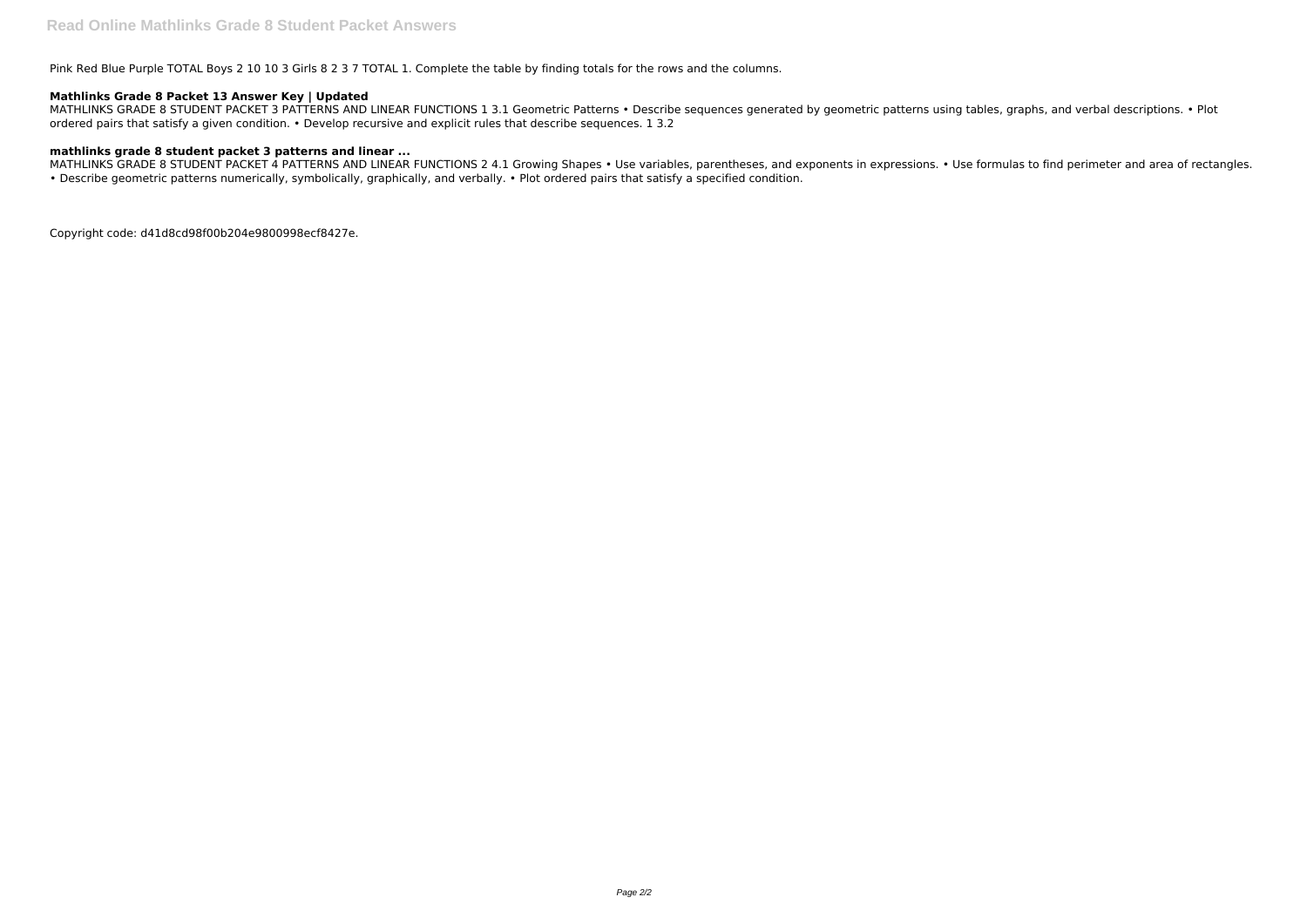Pink Red Blue Purple TOTAL Boys 2 10 10 3 Girls 8 2 3 7 TOTAL 1. Complete the table by finding totals for the rows and the columns.

### Mathlinks Grade 8 Packet 13 Answer Key | Updated

MATHLINKS GRADE 8 STUDENT PACKET 3 PATTERNS AND LINEAR FUNCTIONS 1 3.1 Geometric Patterns • Describe sequences generated by geometric patterns using tables, graphs, and verbal descriptions. • Plot ordered pairs that satisfy a given condition. • Develop recursive and explicit rules that describe sequences. 1 3.2

### mathlinks grade 8 student packet 3 patterns and linear ...

MATHLINKS GRADE 8 STUDENT PACKET 4 PATTERNS AND LINEAR FUNCTIONS 2 4.1 Growing Shapes • Use variables, parentheses, and exponents in expressions. • Use formulas to find perimeter and area of rectangles. • Describe geometric patterns numerically, symbolically, graphically, and verbally. • Plot ordered pairs that satisfy a specified condition.

Copyright code: d41d8cd98f00b204e9800998ecf8427e.